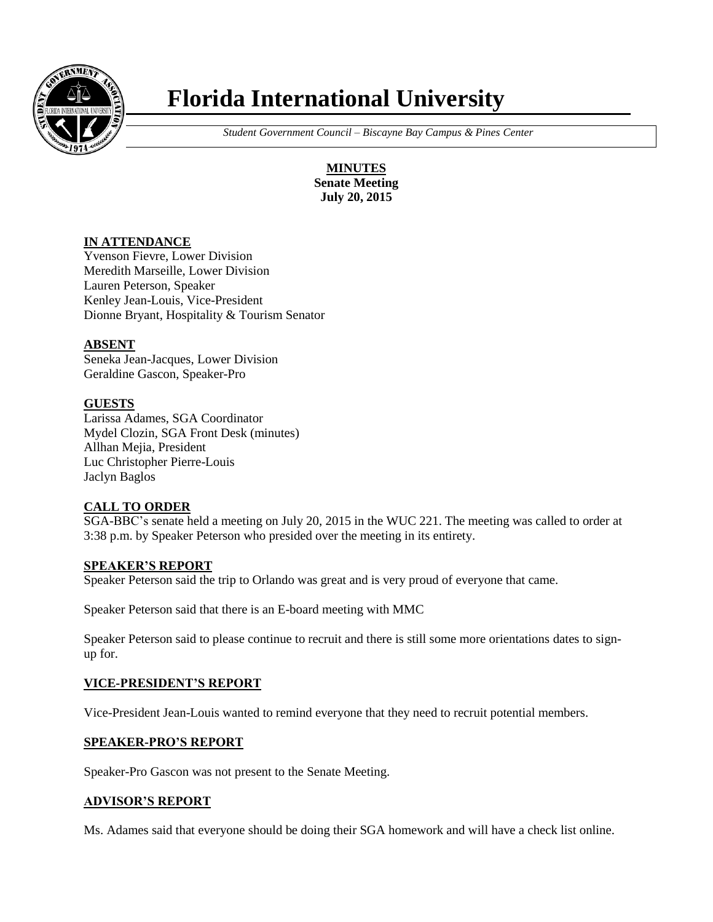# Florida International University

*Student Government Council – Biscayne Bay Campus & Pines Center*

**MINUTES**
**Senate Meeting**
**July 20, 2015**

## IN ATTENDANCE

Yvenson Fievre, Lower Division
Meredith Marseille, Lower Division
Lauren Peterson, Speaker
Kenley Jean-Louis, Vice-President
Dionne Bryant, Hospitality & Tourism Senator

## ABSENT

Seneka Jean-Jacques, Lower Division
Geraldine Gascon, Speaker-Pro

## GUESTS

Larissa Adames, SGA Coordinator
Mydel Clozin, SGA Front Desk (minutes)
Allhan Mejia, President
Luc Christopher Pierre-Louis
Jaclyn Baglos

## CALL TO ORDER

SGA-BBC's senate held a meeting on July 20, 2015 in the WUC 221. The meeting was called to order at 3:38 p.m. by Speaker Peterson who presided over the meeting in its entirety.

## SPEAKER'S REPORT

Speaker Peterson said the trip to Orlando was great and is very proud of everyone that came.

Speaker Peterson said that there is an E-board meeting with MMC

Speaker Peterson said to please continue to recruit and there is still some more orientations dates to sign-up for.

## VICE-PRESIDENT'S REPORT

Vice-President Jean-Louis wanted to remind everyone that they need to recruit potential members.

## SPEAKER-PRO'S REPORT

Speaker-Pro Gascon was not present to the Senate Meeting.

## ADVISOR'S REPORT

Ms. Adames said that everyone should be doing their SGA homework and will have a check list online.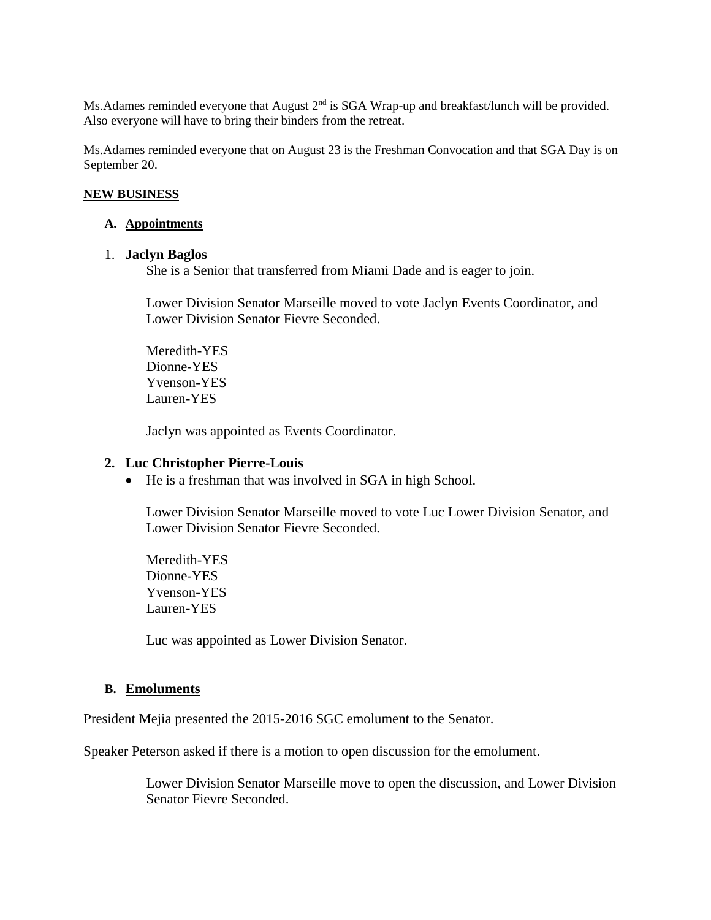Ms.Adames reminded everyone that August 2nd is SGA Wrap-up and breakfast/lunch will be provided. Also everyone will have to bring their binders from the retreat.

Ms.Adames reminded everyone that on August 23 is the Freshman Convocation and that SGA Day is on September 20.

**NEW BUSINESS**

**A. Appointments**

1. **Jaclyn Baglos**

   She is a Senior that transferred from Miami Dade and is eager to join.

   Lower Division Senator Marseille moved to vote Jaclyn Events Coordinator, and Lower Division Senator Fievre Seconded.

   Meredith-YES
   Dionne-YES
   Yvenson-YES
   Lauren-YES

   Jaclyn was appointed as Events Coordinator.

2. **Luc Christopher Pierre-Louis**

   - He is a freshman that was involved in SGA in high School.

   Lower Division Senator Marseille moved to vote Luc Lower Division Senator, and Lower Division Senator Fievre Seconded.

   Meredith-YES
   Dionne-YES
   Yvenson-YES
   Lauren-YES

   Luc was appointed as Lower Division Senator.

**B. Emoluments**

President Mejia presented the 2015-2016 SGC emolument to the Senator.

Speaker Peterson asked if there is a motion to open discussion for the emolument.

Lower Division Senator Marseille move to open the discussion, and Lower Division Senator Fievre Seconded.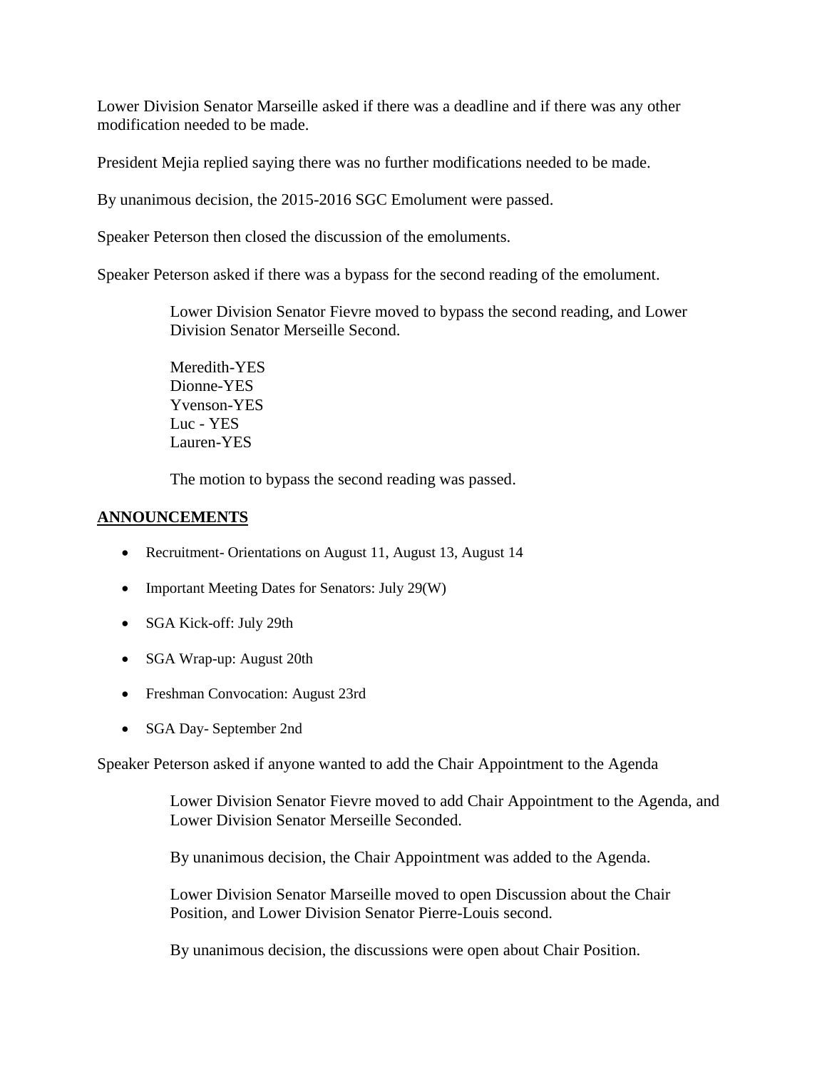Lower Division Senator Marseille asked if there was a deadline and if there was any other modification needed to be made.

President Mejia replied saying there was no further modifications needed to be made.

By unanimous decision, the 2015-2016 SGC Emolument were passed.

Speaker Peterson then closed the discussion of the emoluments.

Speaker Peterson asked if there was a bypass for the second reading of the emolument.

> Lower Division Senator Fievre moved to bypass the second reading, and Lower Division Senator Merseille Second.
>
> Meredith-YES
> Dionne-YES
> Yvenson-YES
> Luc - YES
> Lauren-YES
>
> The motion to bypass the second reading was passed.

## ANNOUNCEMENTS

- Recruitment- Orientations on August 11, August 13, August 14
- Important Meeting Dates for Senators: July 29(W)
- SGA Kick-off: July 29th
- SGA Wrap-up: August 20th
- Freshman Convocation: August 23rd
- SGA Day- September 2nd

Speaker Peterson asked if anyone wanted to add the Chair Appointment to the Agenda

> Lower Division Senator Fievre moved to add Chair Appointment to the Agenda, and Lower Division Senator Merseille Seconded.
>
> By unanimous decision, the Chair Appointment was added to the Agenda.
>
> Lower Division Senator Marseille moved to open Discussion about the Chair Position, and Lower Division Senator Pierre-Louis second.
>
> By unanimous decision, the discussions were open about Chair Position.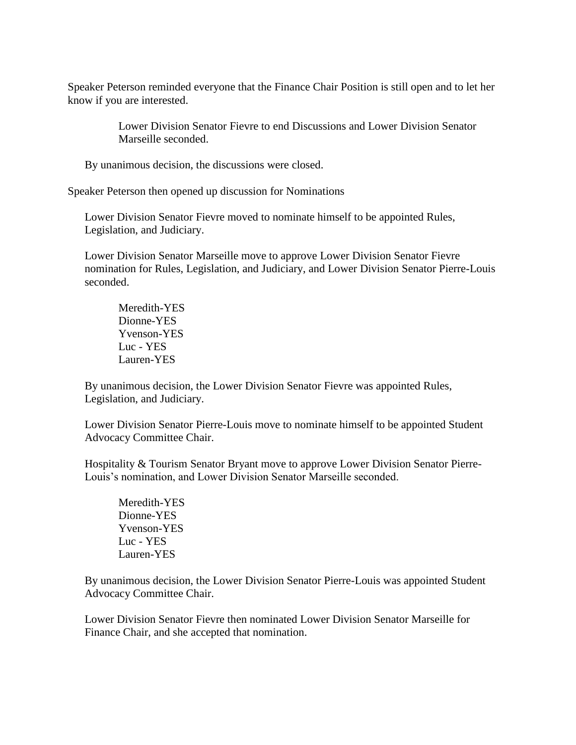Speaker Peterson reminded everyone that the Finance Chair Position is still open and to let her know if you are interested.

> Lower Division Senator Fievre to end Discussions and Lower Division Senator Marseille seconded.

By unanimous decision, the discussions were closed.

Speaker Peterson then opened up discussion for Nominations

Lower Division Senator Fievre moved to nominate himself to be appointed Rules, Legislation, and Judiciary.

Lower Division Senator Marseille move to approve Lower Division Senator Fievre nomination for Rules, Legislation, and Judiciary, and Lower Division Senator Pierre-Louis seconded.

> Meredith-YES
> Dionne-YES
> Yvenson-YES
> Luc - YES
> Lauren-YES

By unanimous decision, the Lower Division Senator Fievre was appointed Rules, Legislation, and Judiciary.

Lower Division Senator Pierre-Louis move to nominate himself to be appointed Student Advocacy Committee Chair.

Hospitality & Tourism Senator Bryant move to approve Lower Division Senator Pierre-Louis's nomination, and Lower Division Senator Marseille seconded.

> Meredith-YES
> Dionne-YES
> Yvenson-YES
> Luc - YES
> Lauren-YES

By unanimous decision, the Lower Division Senator Pierre-Louis was appointed Student Advocacy Committee Chair.

Lower Division Senator Fievre then nominated Lower Division Senator Marseille for Finance Chair, and she accepted that nomination.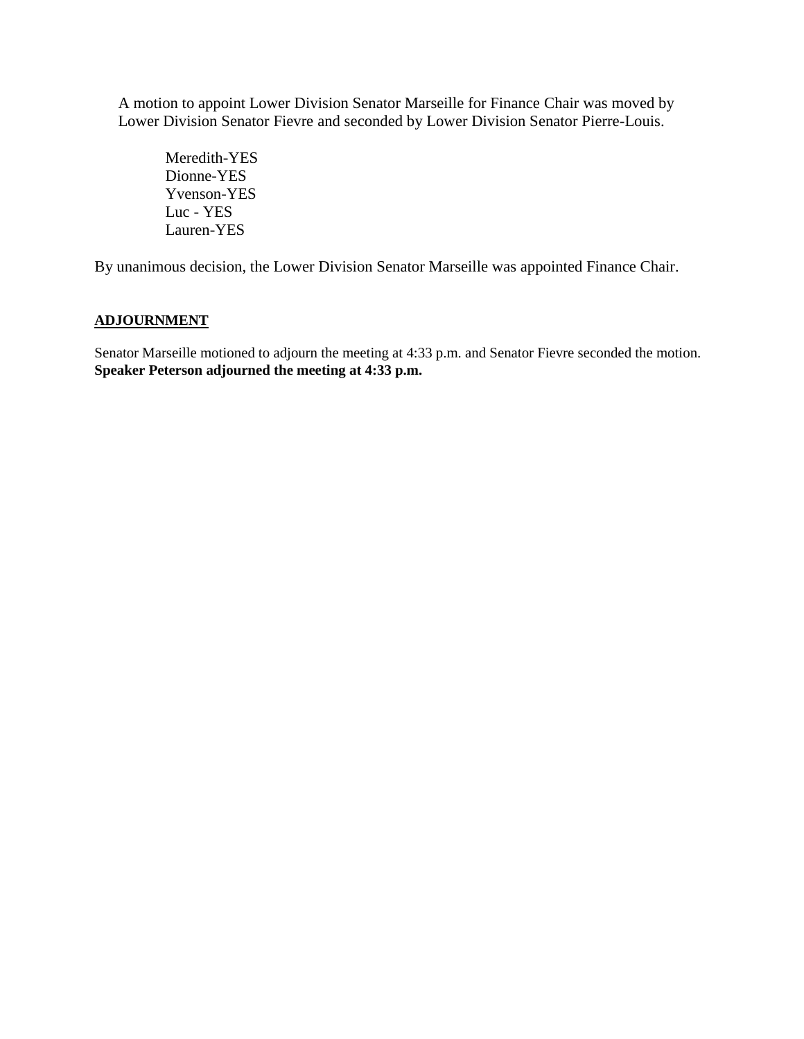A motion to appoint Lower Division Senator Marseille for Finance Chair was moved by Lower Division Senator Fievre and seconded by Lower Division Senator Pierre-Louis.

Meredith-YES
Dionne-YES
Yvenson-YES
Luc - YES
Lauren-YES

By unanimous decision, the Lower Division Senator Marseille was appointed Finance Chair.

**ADJOURNMENT**

Senator Marseille motioned to adjourn the meeting at 4:33 p.m. and Senator Fievre seconded the motion. **Speaker Peterson adjourned the meeting at 4:33 p.m.**